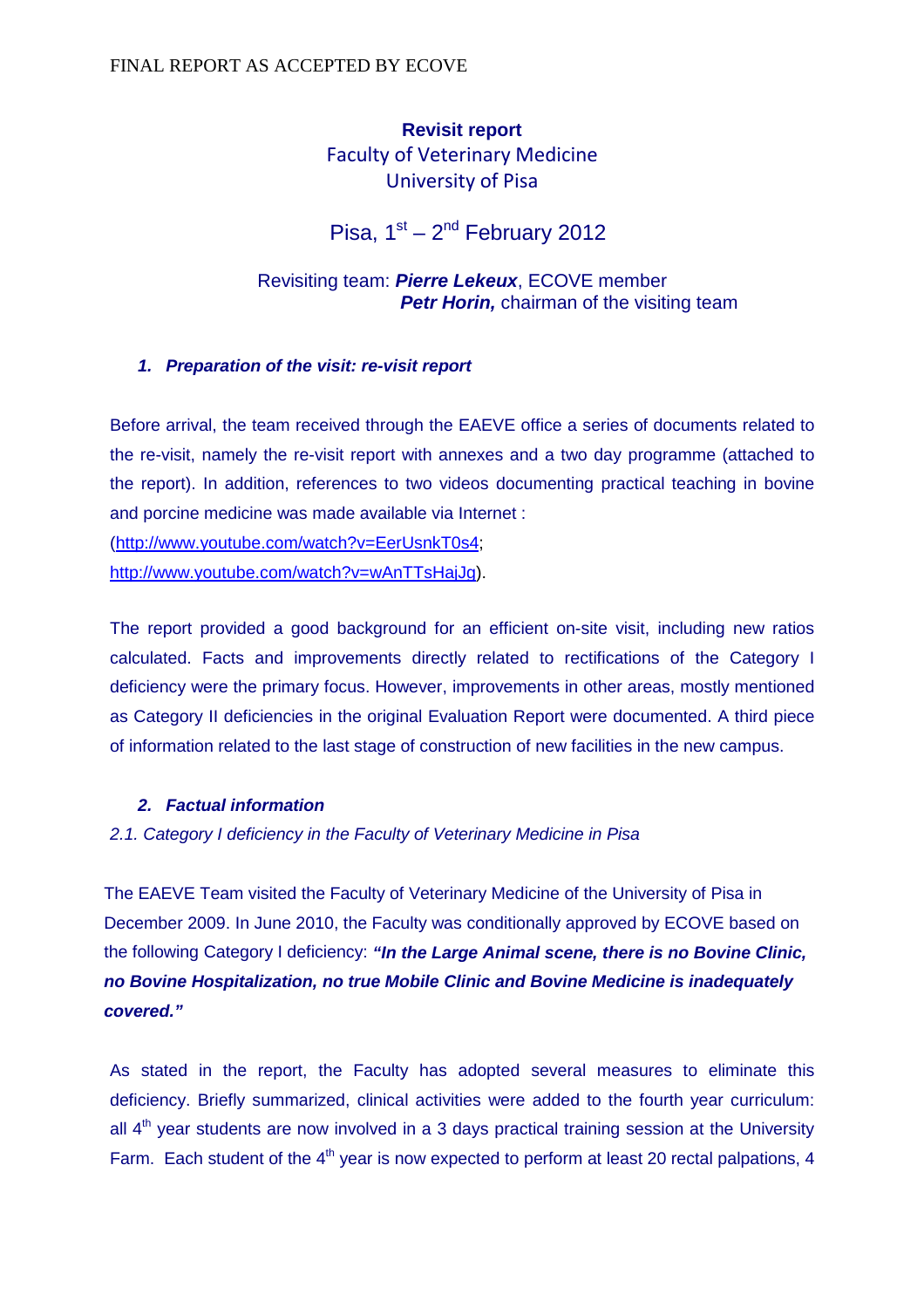FINAL REPORT AS ACCEPTED BY ECOVE

# Revisit report

## Faculty of Veterinary Medicine
## University of Pisa

Pisa, 1st – 2nd February 2012

Revisiting team: ***Pierre Lekeux***, ECOVE member
***Petr Horin,*** chairman of the visiting team

### *1. Preparation of the visit: re-visit report*

Before arrival, the team received through the EAEVE office a series of documents related to the re-visit, namely the re-visit report with annexes and a two day programme (attached to the report). In addition, references to two videos documenting practical teaching in bovine and porcine medicine was made available via Internet :
(http://www.youtube.com/watch?v=EerUsnkT0s4;
http://www.youtube.com/watch?v=wAnTTsHajJg).

The report provided a good background for an efficient on-site visit, including new ratios calculated. Facts and improvements directly related to rectifications of the Category I deficiency were the primary focus. However, improvements in other areas, mostly mentioned as Category II deficiencies in the original Evaluation Report were documented. A third piece of information related to the last stage of construction of new facilities in the new campus.

### *2. Factual information*

*2.1. Category I deficiency in the Faculty of Veterinary Medicine in Pisa*

The EAEVE Team visited the Faculty of Veterinary Medicine of the University of Pisa in December 2009. In June 2010, the Faculty was conditionally approved by ECOVE based on the following Category I deficiency: ***"In the Large Animal scene, there is no Bovine Clinic, no Bovine Hospitalization, no true Mobile Clinic and Bovine Medicine is inadequately covered."***

As stated in the report, the Faculty has adopted several measures to eliminate this deficiency. Briefly summarized, clinical activities were added to the fourth year curriculum: all 4th year students are now involved in a 3 days practical training session at the University Farm. Each student of the 4th year is now expected to perform at least 20 rectal palpations, 4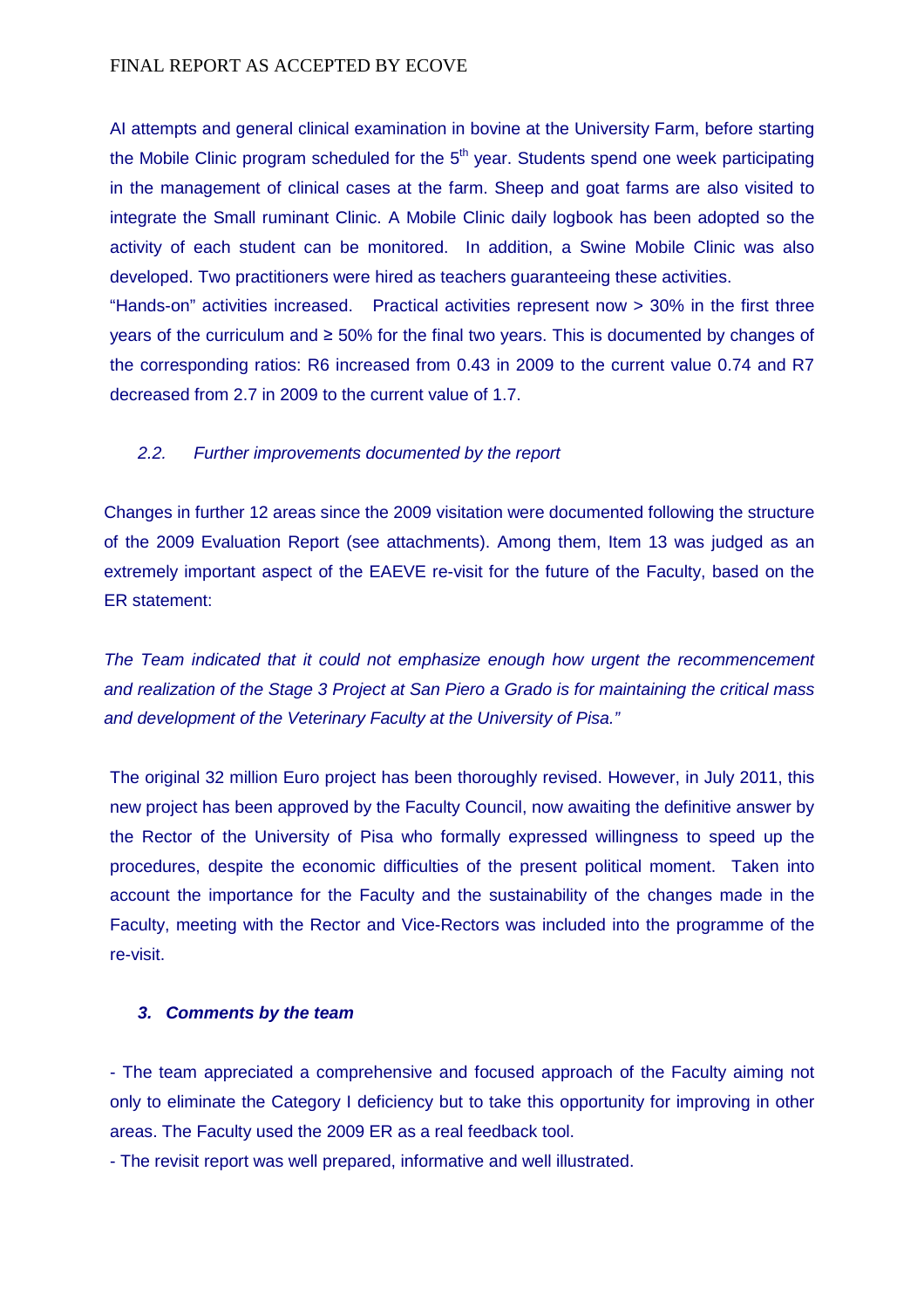AI attempts and general clinical examination in bovine at the University Farm, before starting the Mobile Clinic program scheduled for the 5th year. Students spend one week participating in the management of clinical cases at the farm. Sheep and goat farms are also visited to integrate the Small ruminant Clinic. A Mobile Clinic daily logbook has been adopted so the activity of each student can be monitored. In addition, a Swine Mobile Clinic was also developed. Two practitioners were hired as teachers guaranteeing these activities.

"Hands-on" activities increased. Practical activities represent now > 30% in the first three years of the curriculum and ≥ 50% for the final two years. This is documented by changes of the corresponding ratios: R6 increased from 0.43 in 2009 to the current value 0.74 and R7 decreased from 2.7 in 2009 to the current value of 1.7.

### *2.2. Further improvements documented by the report*

Changes in further 12 areas since the 2009 visitation were documented following the structure of the 2009 Evaluation Report (see attachments). Among them, Item 13 was judged as an extremely important aspect of the EAEVE re-visit for the future of the Faculty, based on the ER statement:

*The Team indicated that it could not emphasize enough how urgent the recommencement and realization of the Stage 3 Project at San Piero a Grado is for maintaining the critical mass and development of the Veterinary Faculty at the University of Pisa."*

The original 32 million Euro project has been thoroughly revised. However, in July 2011, this new project has been approved by the Faculty Council, now awaiting the definitive answer by the Rector of the University of Pisa who formally expressed willingness to speed up the procedures, despite the economic difficulties of the present political moment. Taken into account the importance for the Faculty and the sustainability of the changes made in the Faculty, meeting with the Rector and Vice-Rectors was included into the programme of the re-visit.

## ***3. Comments by the team***

- The team appreciated a comprehensive and focused approach of the Faculty aiming not only to eliminate the Category I deficiency but to take this opportunity for improving in other areas. The Faculty used the 2009 ER as a real feedback tool.
- The revisit report was well prepared, informative and well illustrated.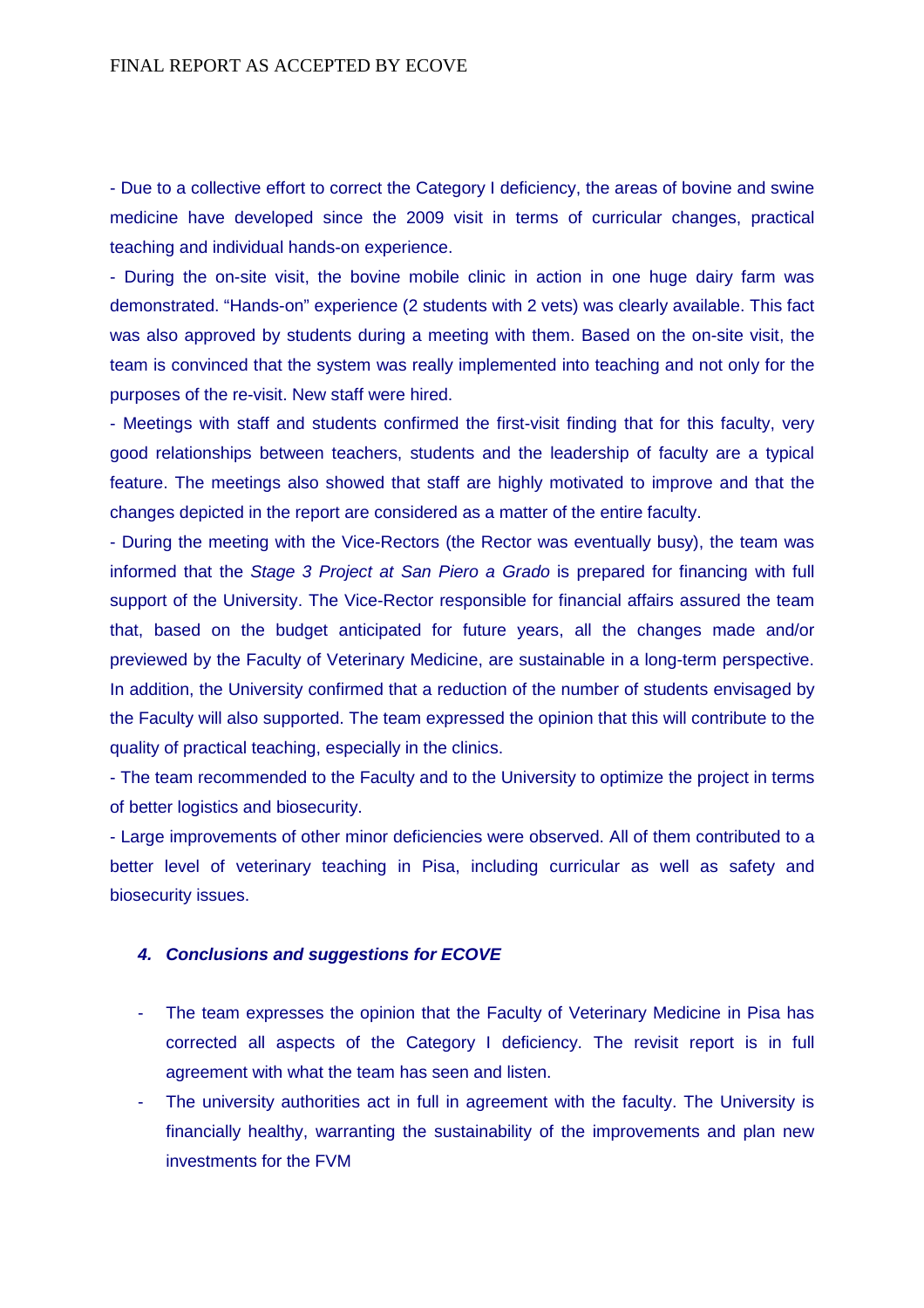- Due to a collective effort to correct the Category I deficiency, the areas of bovine and swine medicine have developed since the 2009 visit in terms of curricular changes, practical teaching and individual hands-on experience.

- During the on-site visit, the bovine mobile clinic in action in one huge dairy farm was demonstrated. "Hands-on" experience (2 students with 2 vets) was clearly available. This fact was also approved by students during a meeting with them. Based on the on-site visit, the team is convinced that the system was really implemented into teaching and not only for the purposes of the re-visit. New staff were hired.

- Meetings with staff and students confirmed the first-visit finding that for this faculty, very good relationships between teachers, students and the leadership of faculty are a typical feature. The meetings also showed that staff are highly motivated to improve and that the changes depicted in the report are considered as a matter of the entire faculty.

- During the meeting with the Vice-Rectors (the Rector was eventually busy), the team was informed that the *Stage 3 Project at San Piero a Grado* is prepared for financing with full support of the University. The Vice-Rector responsible for financial affairs assured the team that, based on the budget anticipated for future years, all the changes made and/or previewed by the Faculty of Veterinary Medicine, are sustainable in a long-term perspective. In addition, the University confirmed that a reduction of the number of students envisaged by the Faculty will also supported. The team expressed the opinion that this will contribute to the quality of practical teaching, especially in the clinics.

- The team recommended to the Faculty and to the University to optimize the project in terms of better logistics and biosecurity.

- Large improvements of other minor deficiencies were observed. All of them contributed to a better level of veterinary teaching in Pisa, including curricular as well as safety and biosecurity issues.

### *4. Conclusions and suggestions for ECOVE*

- The team expresses the opinion that the Faculty of Veterinary Medicine in Pisa has corrected all aspects of the Category I deficiency. The revisit report is in full agreement with what the team has seen and listen.
- The university authorities act in full in agreement with the faculty. The University is financially healthy, warranting the sustainability of the improvements and plan new investments for the FVM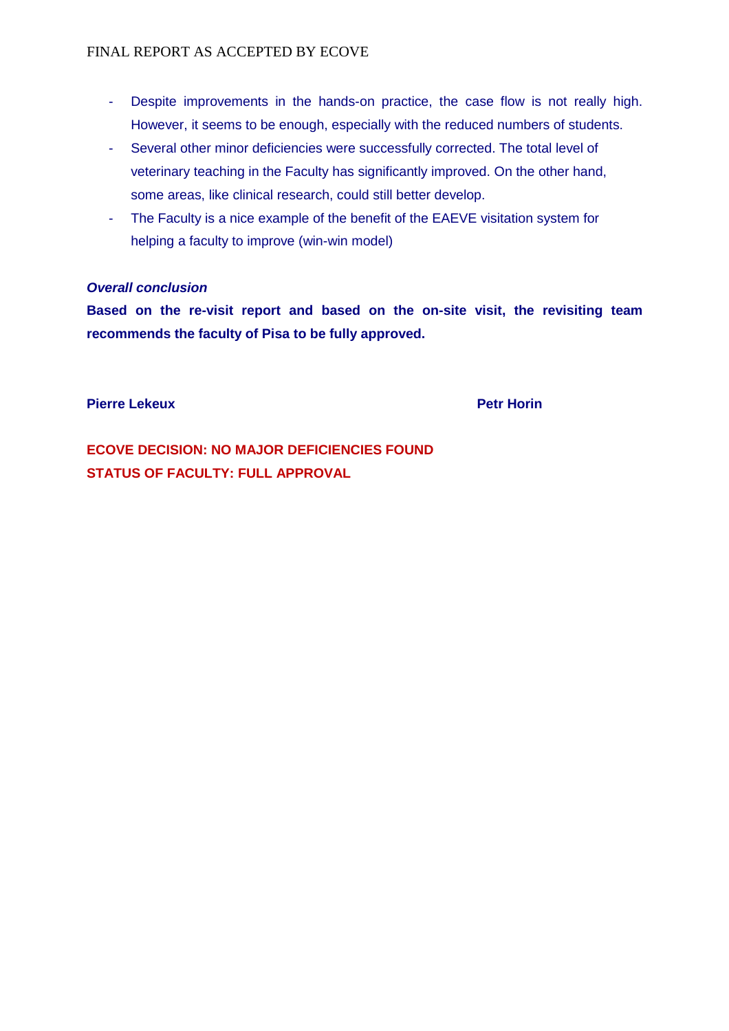- Despite improvements in the hands-on practice, the case flow is not really high. However, it seems to be enough, especially with the reduced numbers of students.
- Several other minor deficiencies were successfully corrected. The total level of veterinary teaching in the Faculty has significantly improved. On the other hand, some areas, like clinical research, could still better develop.
- The Faculty is a nice example of the benefit of the EAEVE visitation system for helping a faculty to improve (win-win model)

***Overall conclusion***

**Based on the re-visit report and based on the on-site visit, the revisiting team recommends the faculty of Pisa to be fully approved.**

**Pierre Lekeux** **Petr Horin**

**ECOVE DECISION: NO MAJOR DEFICIENCIES FOUND**
**STATUS OF FACULTY: FULL APPROVAL**